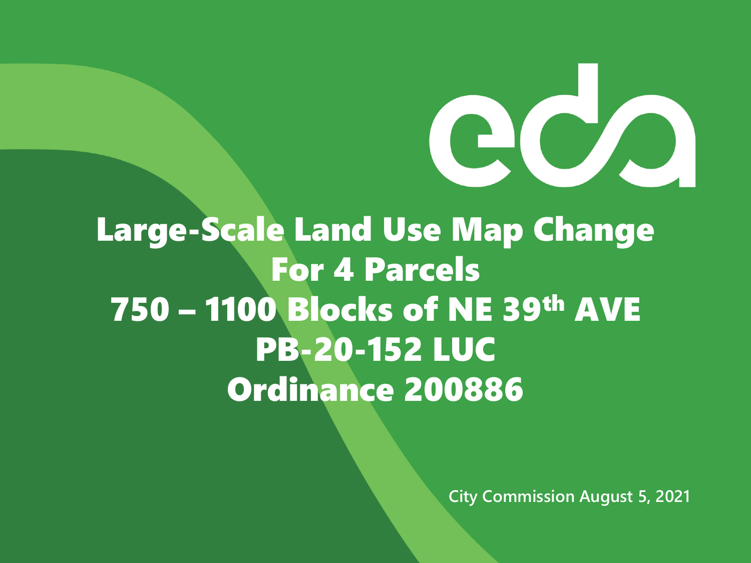# Large-Scale Land Use Map Change For 4 Parcels 750 – 1100 Blocks of NE 39th AVE PB-20-152 LUC Ordinance 200886

City Commission August 5, 2021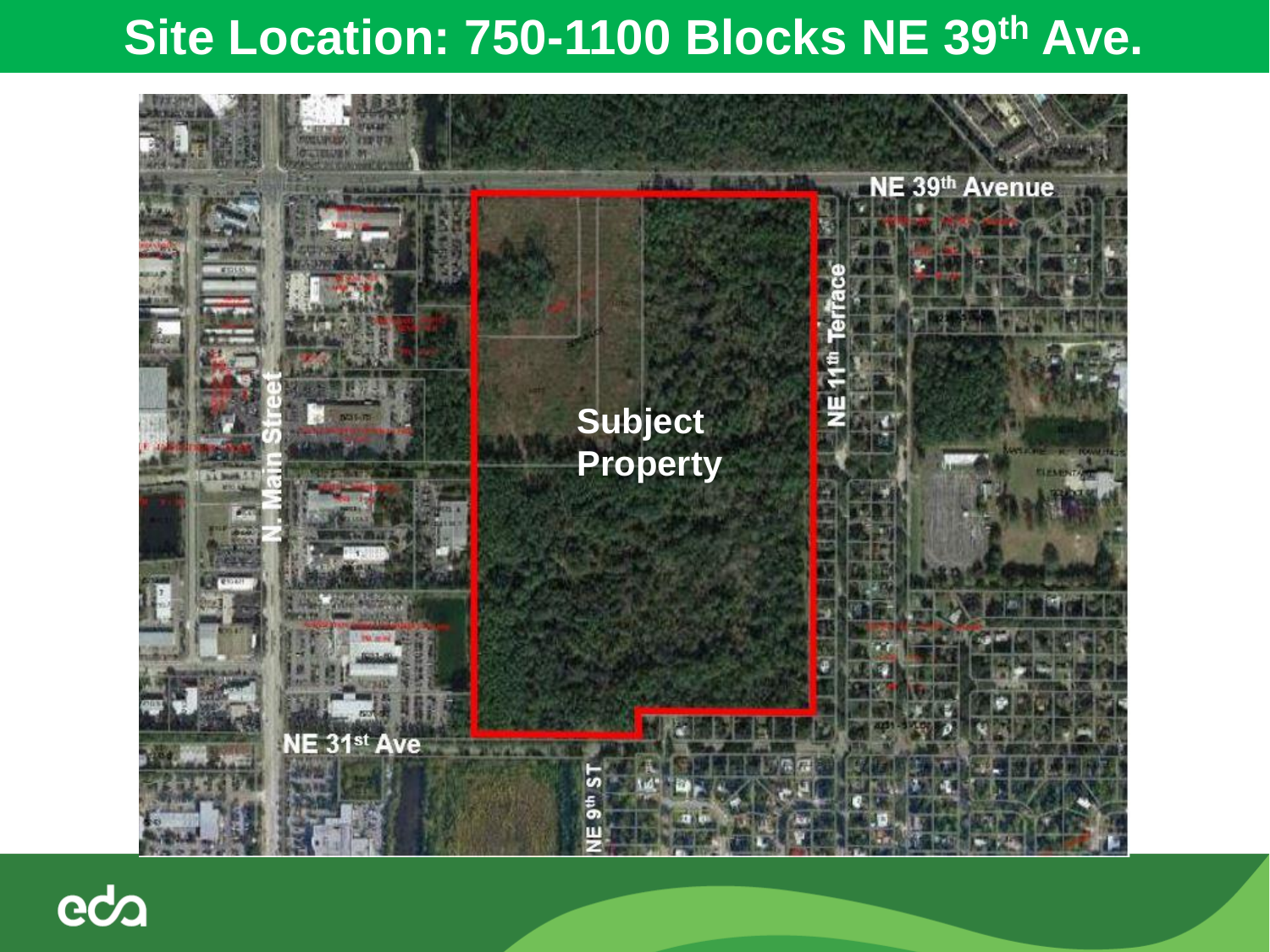# Site Location: 750-1100 Blocks NE 39th Ave.

NE 39th Avenue

N. Main Street

NE 11th Terrace

Subject Property

NE 31st Ave

NE 9th ST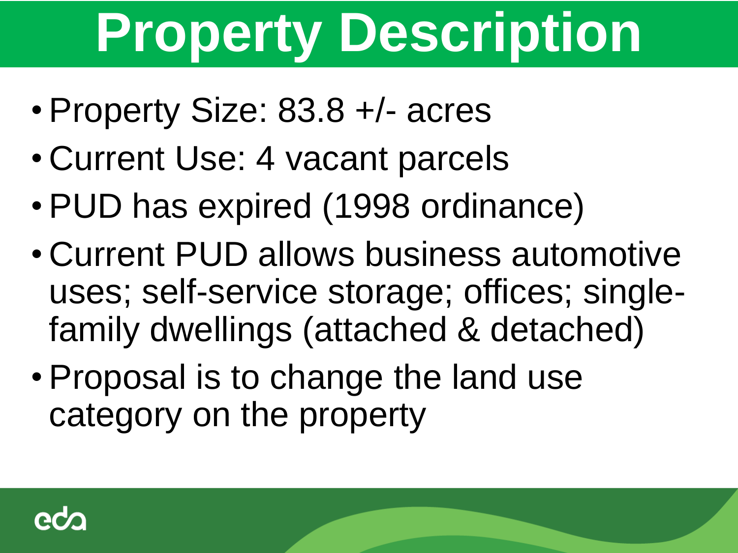# Property Description

- Property Size: 83.8 +/- acres
- Current Use: 4 vacant parcels
- PUD has expired (1998 ordinance)
- Current PUD allows business automotive uses; self-service storage; offices; single-family dwellings (attached & detached)
- Proposal is to change the land use category on the property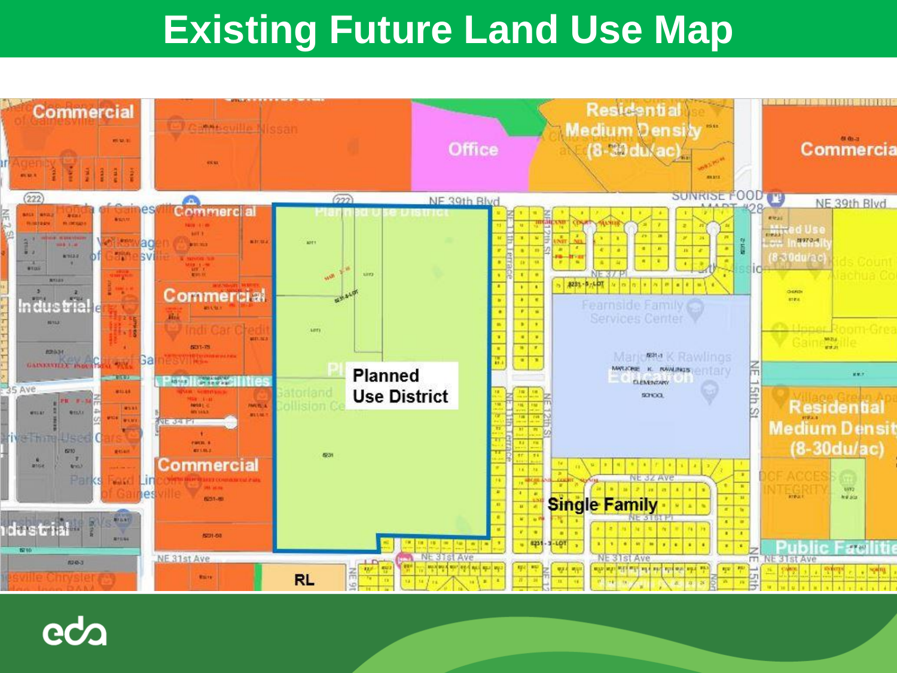# Existing Future Land Use Map

Commercial

Office

Residential Medium Density (8-30du/ac)

Commercial

Commercial

Industrial

Commercial

Planned Use District

Mixed Use Low Intensity (8-30du/ac)

Education

Public Facilities

Commercial

Residential Medium Density (8-30du/ac)

Single Family

Industrial

RL

Public Facilities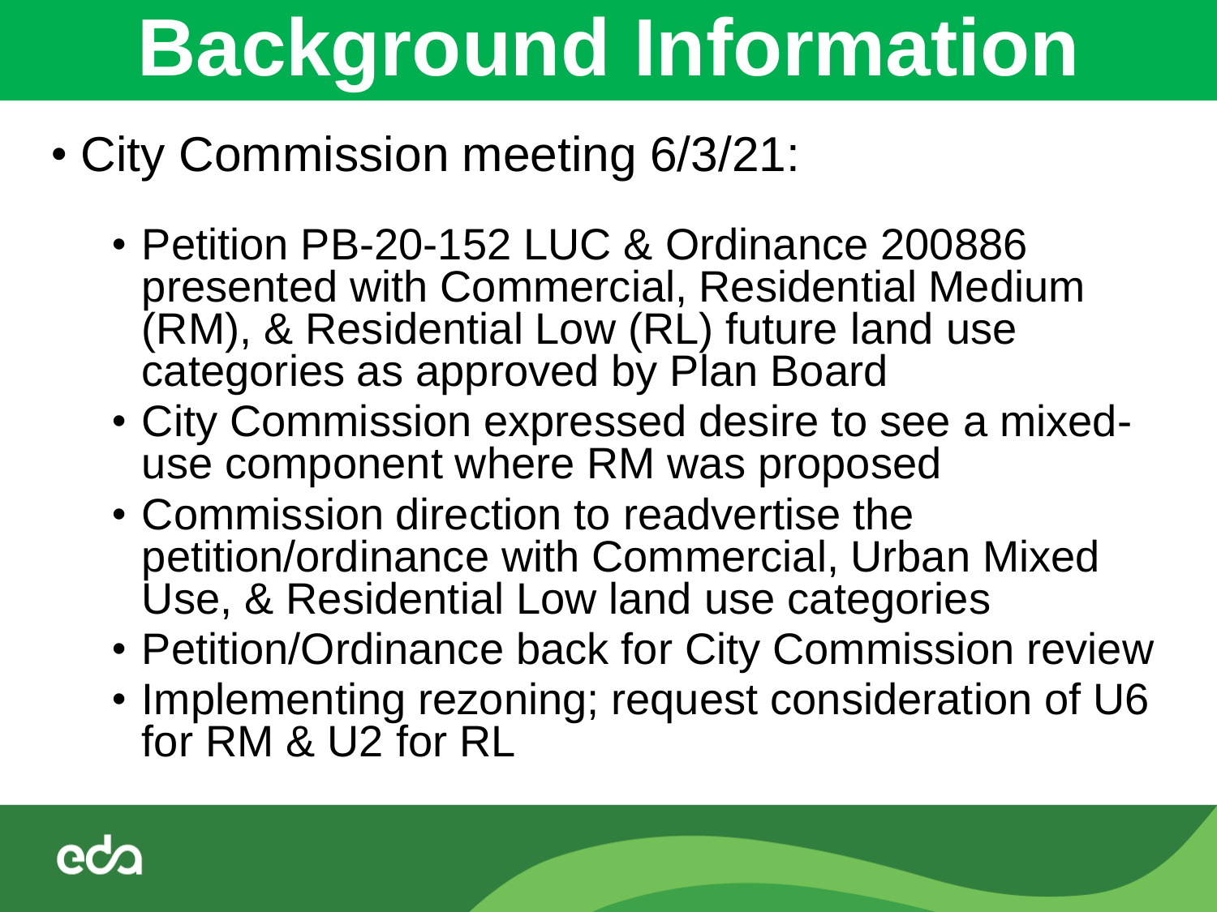# Background Information

- City Commission meeting 6/3/21:
  - Petition PB-20-152 LUC & Ordinance 200886 presented with Commercial, Residential Medium (RM), & Residential Low (RL) future land use categories as approved by Plan Board
  - City Commission expressed desire to see a mixed-use component where RM was proposed
  - Commission direction to readvertise the petition/ordinance with Commercial, Urban Mixed Use, & Residential Low land use categories
  - Petition/Ordinance back for City Commission review
  - Implementing rezoning; request consideration of U6 for RM & U2 for RL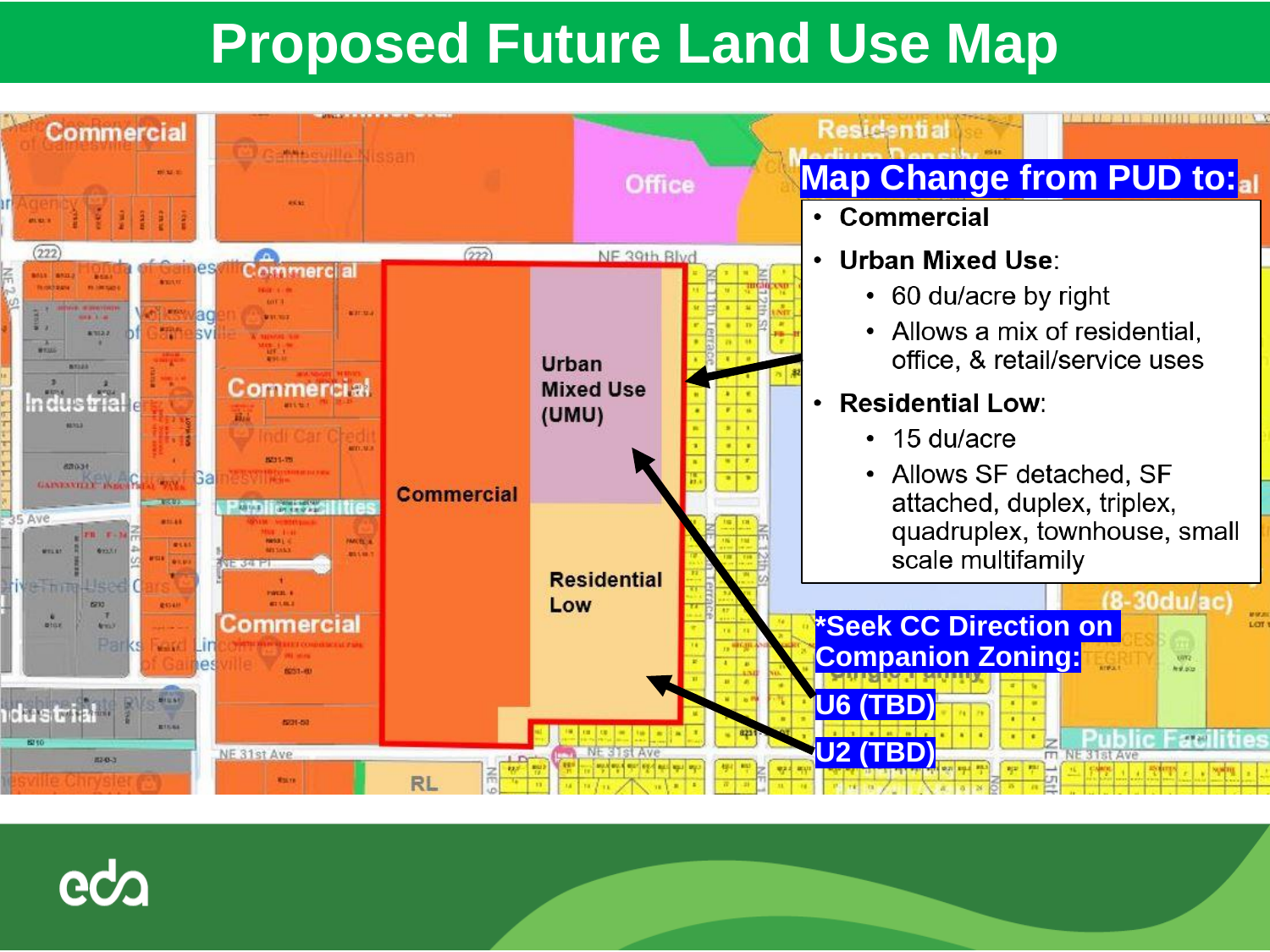# Proposed Future Land Use Map

**Map Change from PUD to:**

- **Commercial**
- **Urban Mixed Use**:
  - 60 du/acre by right
  - Allows a mix of residential, office, & retail/service uses
- **Residential Low**:
  - 15 du/acre
  - Allows SF detached, SF attached, duplex, triplex, quadruplex, townhouse, small scale multifamily

**\*Seek CC Direction on Companion Zoning:**

**U6 (TBD)**

**U2 (TBD)**

Commercial

Urban Mixed Use (UMU)

Residential Low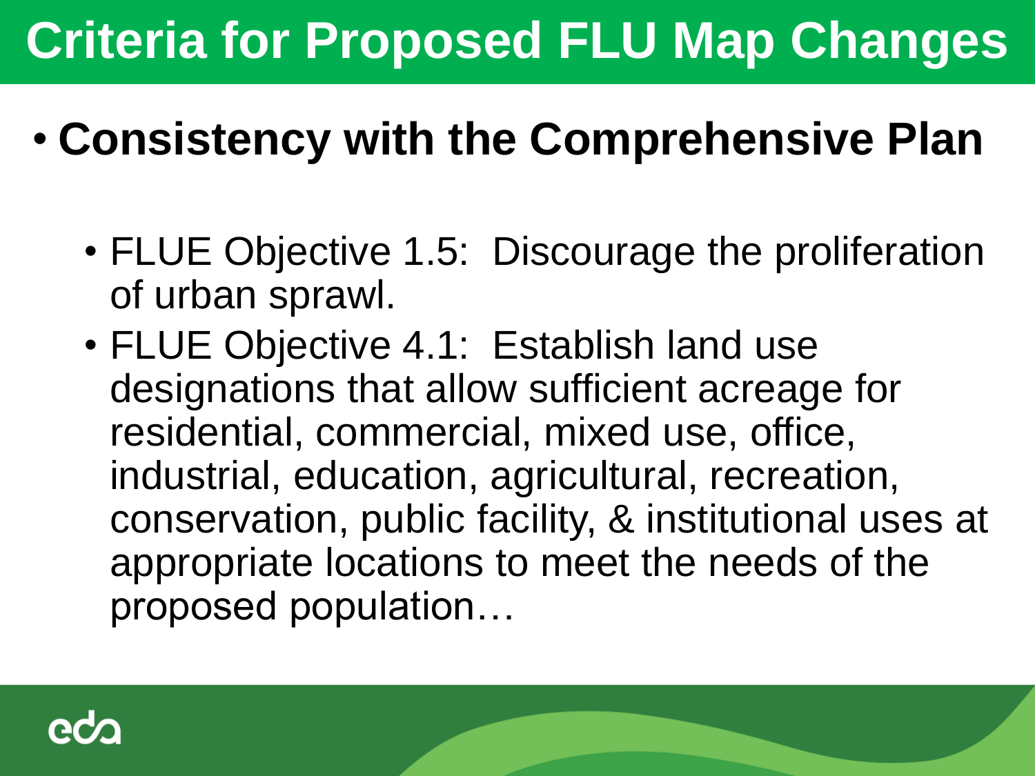# Criteria for Proposed FLU Map Changes

- **Consistency with the Comprehensive Plan**
  - FLUE Objective 1.5: Discourage the proliferation of urban sprawl.
  - FLUE Objective 4.1: Establish land use designations that allow sufficient acreage for residential, commercial, mixed use, office, industrial, education, agricultural, recreation, conservation, public facility, & institutional uses at appropriate locations to meet the needs of the proposed population…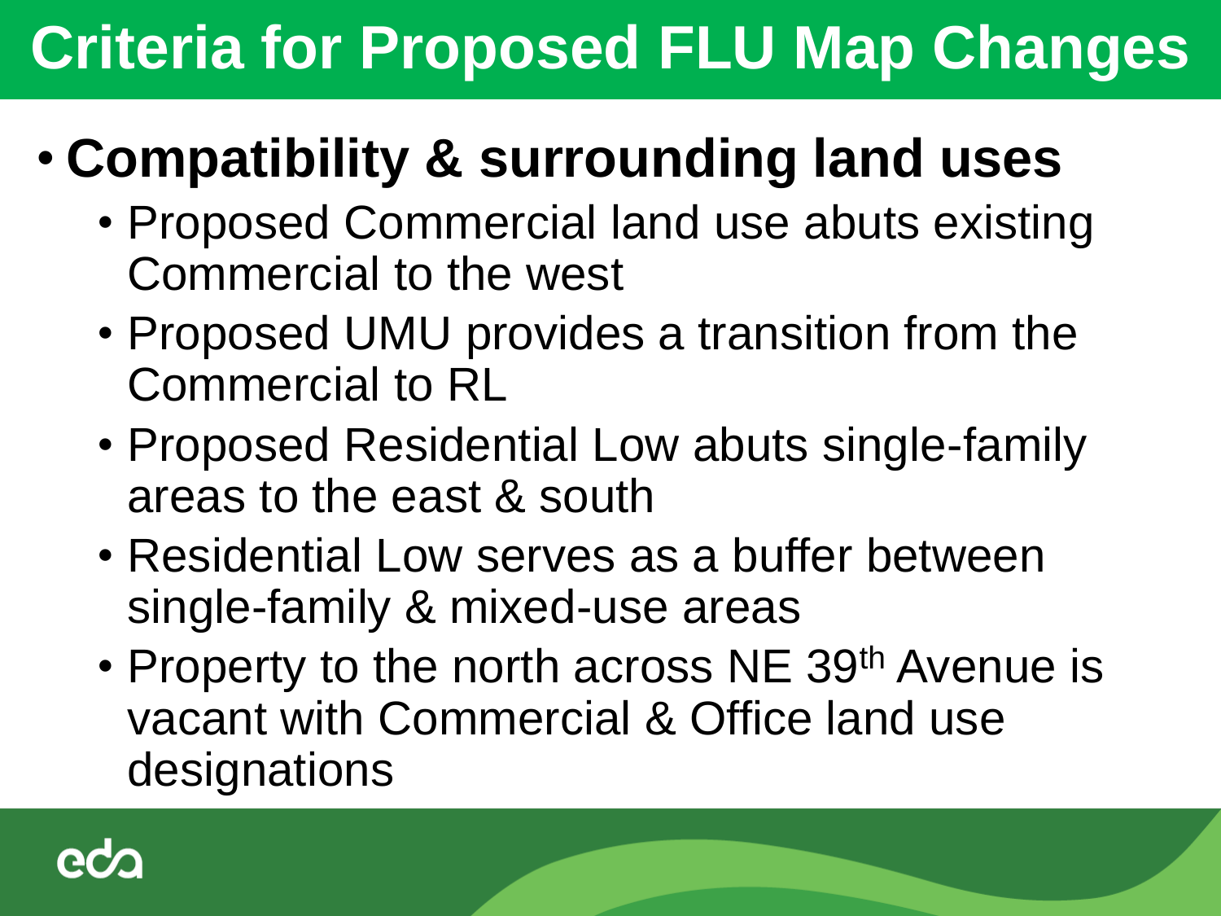# Criteria for Proposed FLU Map Changes

- **Compatibility & surrounding land uses**
  - Proposed Commercial land use abuts existing Commercial to the west
  - Proposed UMU provides a transition from the Commercial to RL
  - Proposed Residential Low abuts single-family areas to the east & south
  - Residential Low serves as a buffer between single-family & mixed-use areas
  - Property to the north across NE 39th Avenue is vacant with Commercial & Office land use designations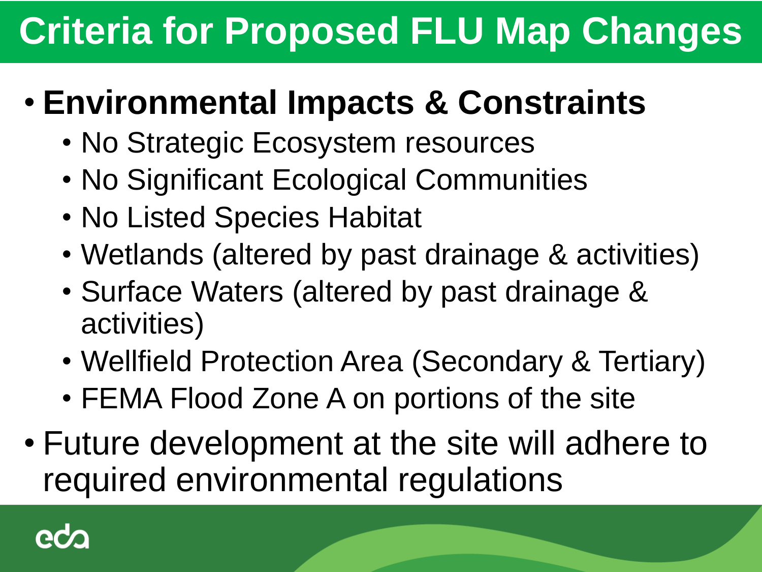# Criteria for Proposed FLU Map Changes

- **Environmental Impacts & Constraints**
  - No Strategic Ecosystem resources
  - No Significant Ecological Communities
  - No Listed Species Habitat
  - Wetlands (altered by past drainage & activities)
  - Surface Waters (altered by past drainage & activities)
  - Wellfield Protection Area (Secondary & Tertiary)
  - FEMA Flood Zone A on portions of the site
- Future development at the site will adhere to required environmental regulations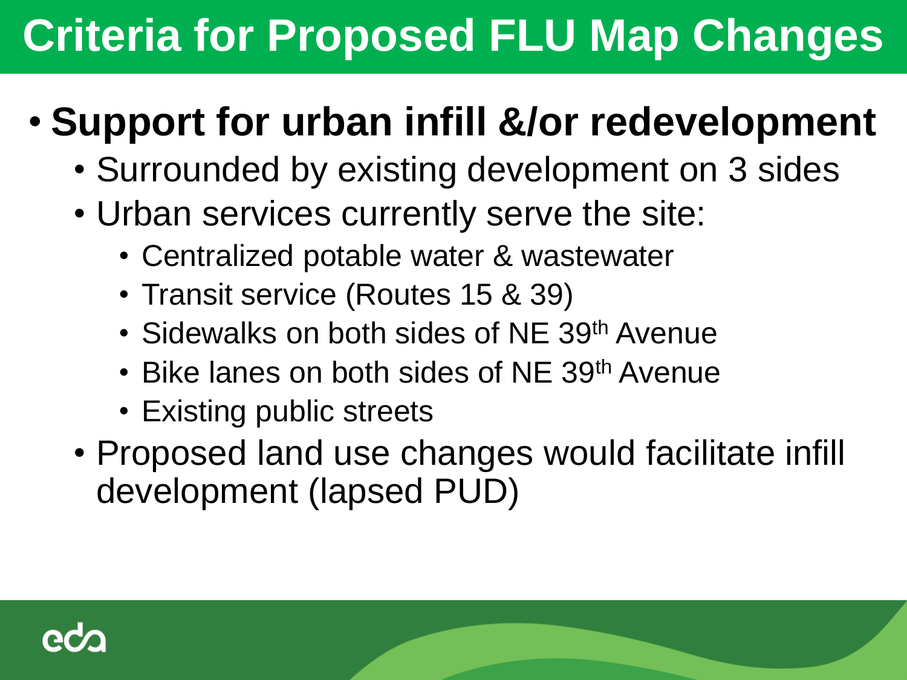# Criteria for Proposed FLU Map Changes

- **Support for urban infill &/or redevelopment**
  - Surrounded by existing development on 3 sides
  - Urban services currently serve the site:
    - Centralized potable water & wastewater
    - Transit service (Routes 15 & 39)
    - Sidewalks on both sides of NE 39th Avenue
    - Bike lanes on both sides of NE 39th Avenue
    - Existing public streets
  - Proposed land use changes would facilitate infill development (lapsed PUD)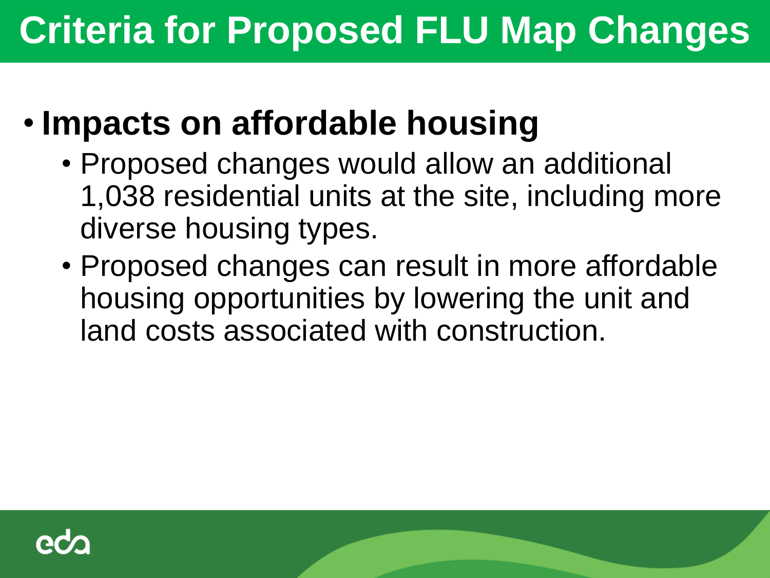# Criteria for Proposed FLU Map Changes

- **Impacts on affordable housing**
  - Proposed changes would allow an additional 1,038 residential units at the site, including more diverse housing types.
  - Proposed changes can result in more affordable housing opportunities by lowering the unit and land costs associated with construction.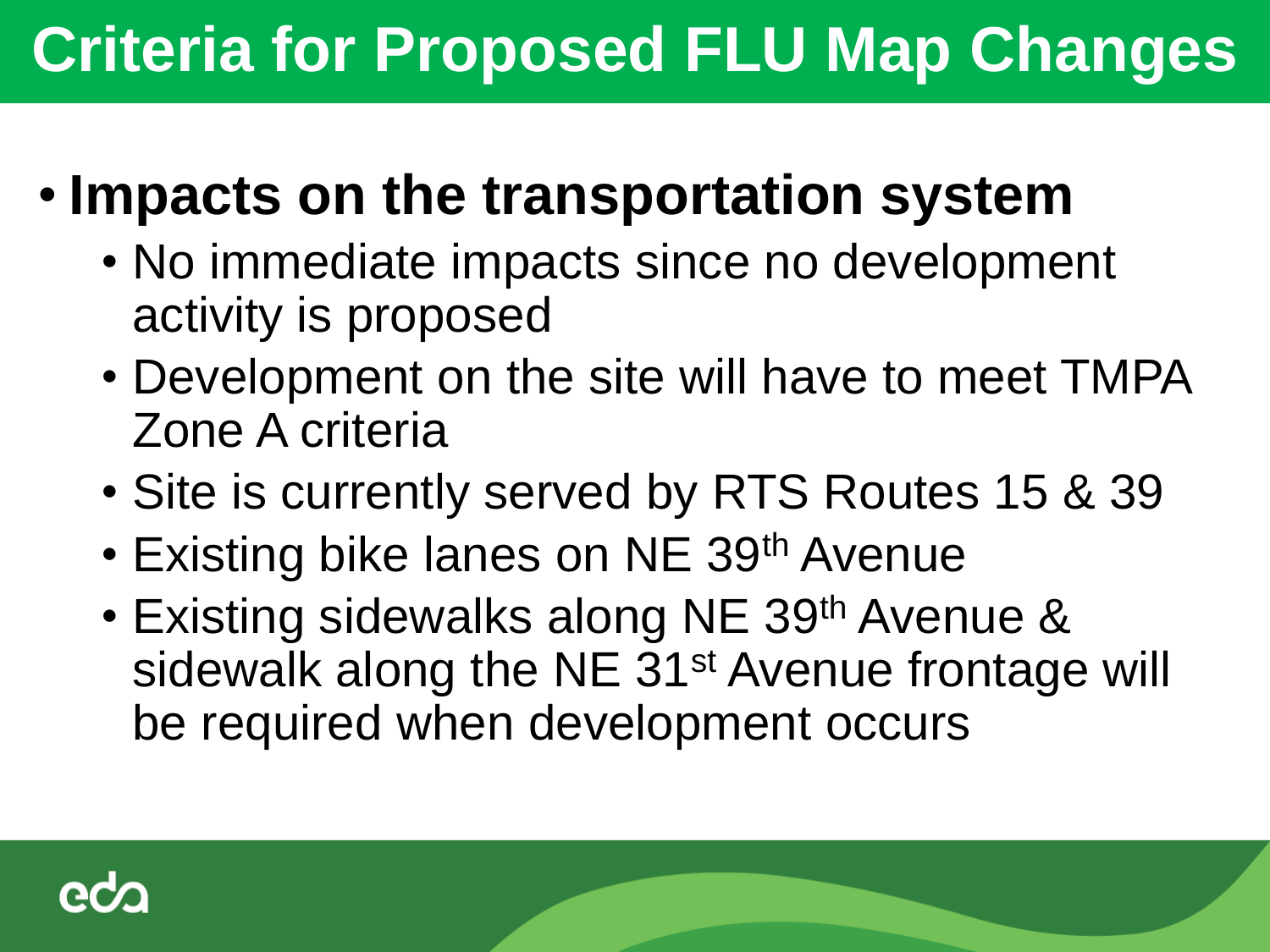# Criteria for Proposed FLU Map Changes

- **Impacts on the transportation system**
  - No immediate impacts since no development activity is proposed
  - Development on the site will have to meet TMPA Zone A criteria
  - Site is currently served by RTS Routes 15 & 39
  - Existing bike lanes on NE 39th Avenue
  - Existing sidewalks along NE 39th Avenue & sidewalk along the NE 31st Avenue frontage will be required when development occurs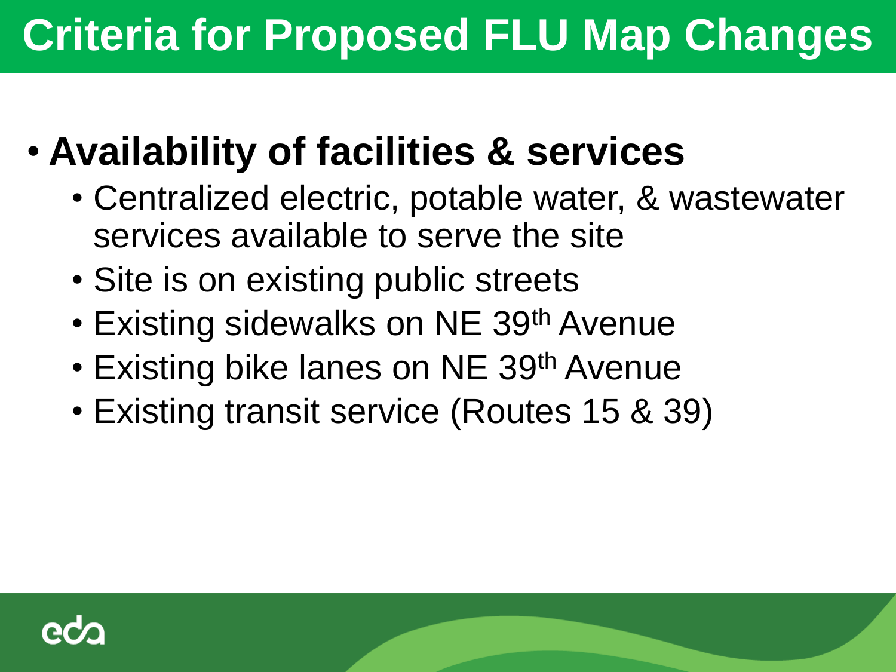# Criteria for Proposed FLU Map Changes

- **Availability of facilities & services**
  - Centralized electric, potable water, & wastewater services available to serve the site
  - Site is on existing public streets
  - Existing sidewalks on NE 39th Avenue
  - Existing bike lanes on NE 39th Avenue
  - Existing transit service (Routes 15 & 39)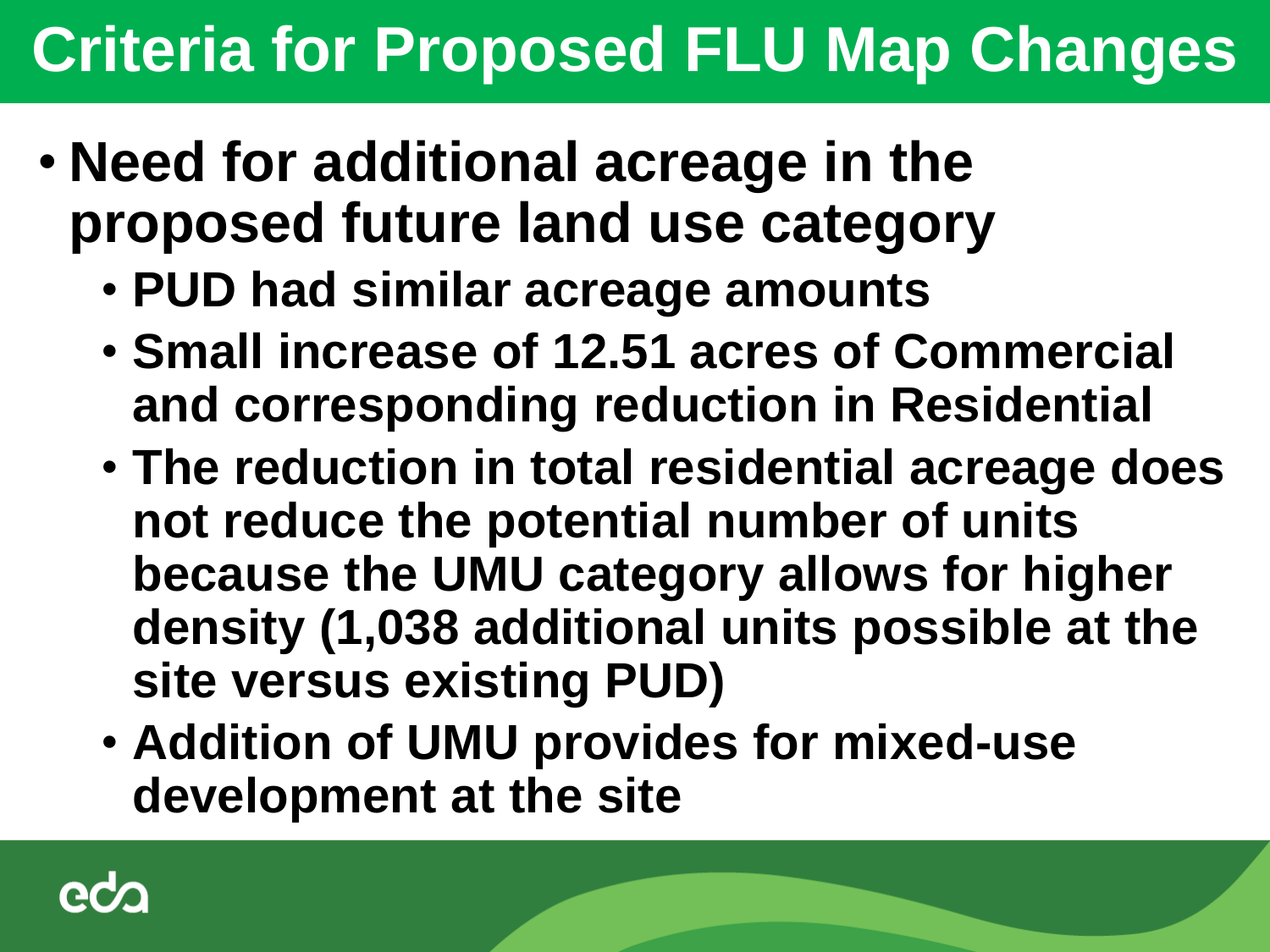# Criteria for Proposed FLU Map Changes

- **Need for additional acreage in the proposed future land use category**
  - **PUD had similar acreage amounts**
  - **Small increase of 12.51 acres of Commercial and corresponding reduction in Residential**
  - **The reduction in total residential acreage does not reduce the potential number of units because the UMU category allows for higher density (1,038 additional units possible at the site versus existing PUD)**
  - **Addition of UMU provides for mixed-use development at the site**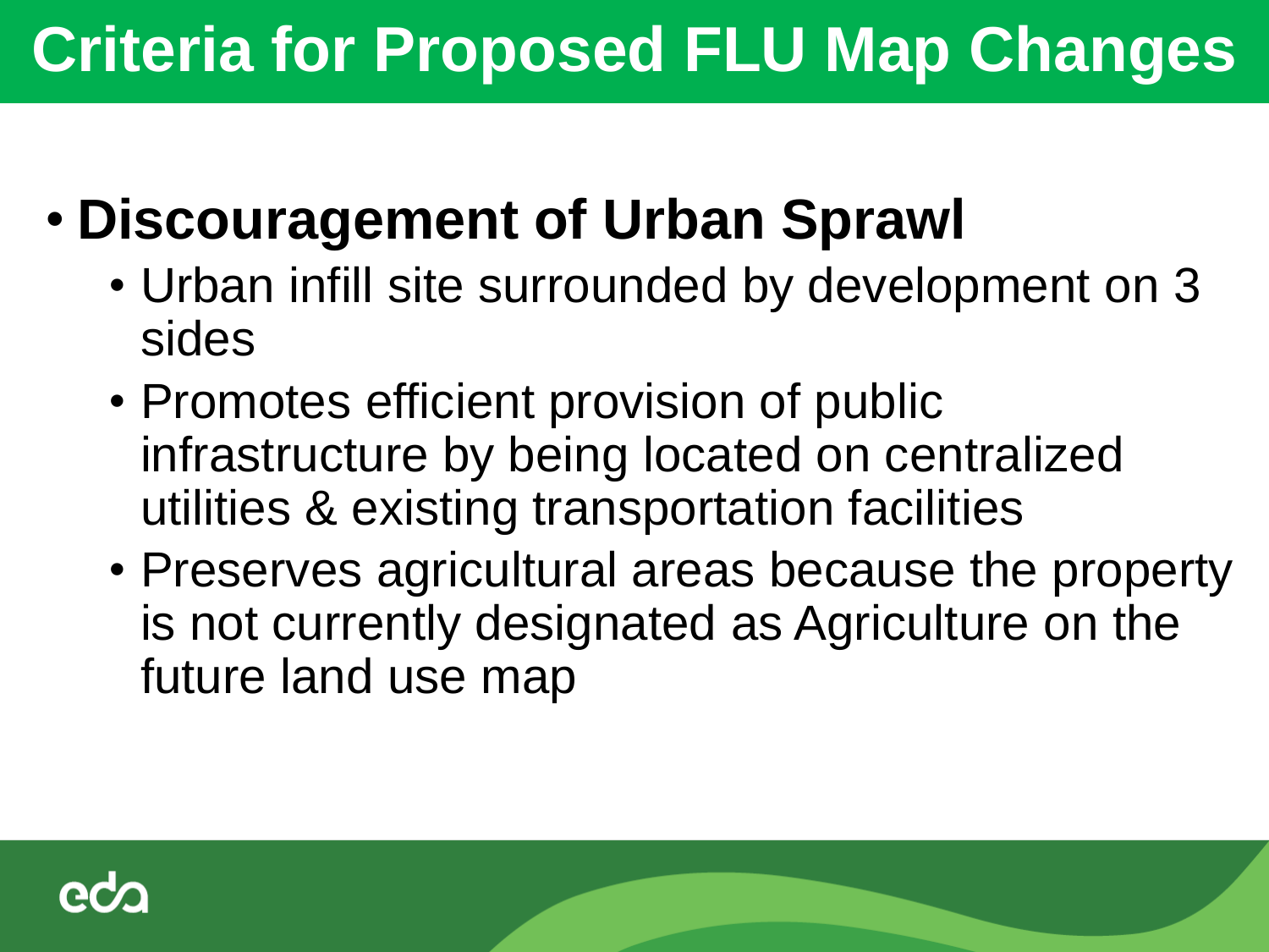# Criteria for Proposed FLU Map Changes

- **Discouragement of Urban Sprawl**
  - Urban infill site surrounded by development on 3 sides
  - Promotes efficient provision of public infrastructure by being located on centralized utilities & existing transportation facilities
  - Preserves agricultural areas because the property is not currently designated as Agriculture on the future land use map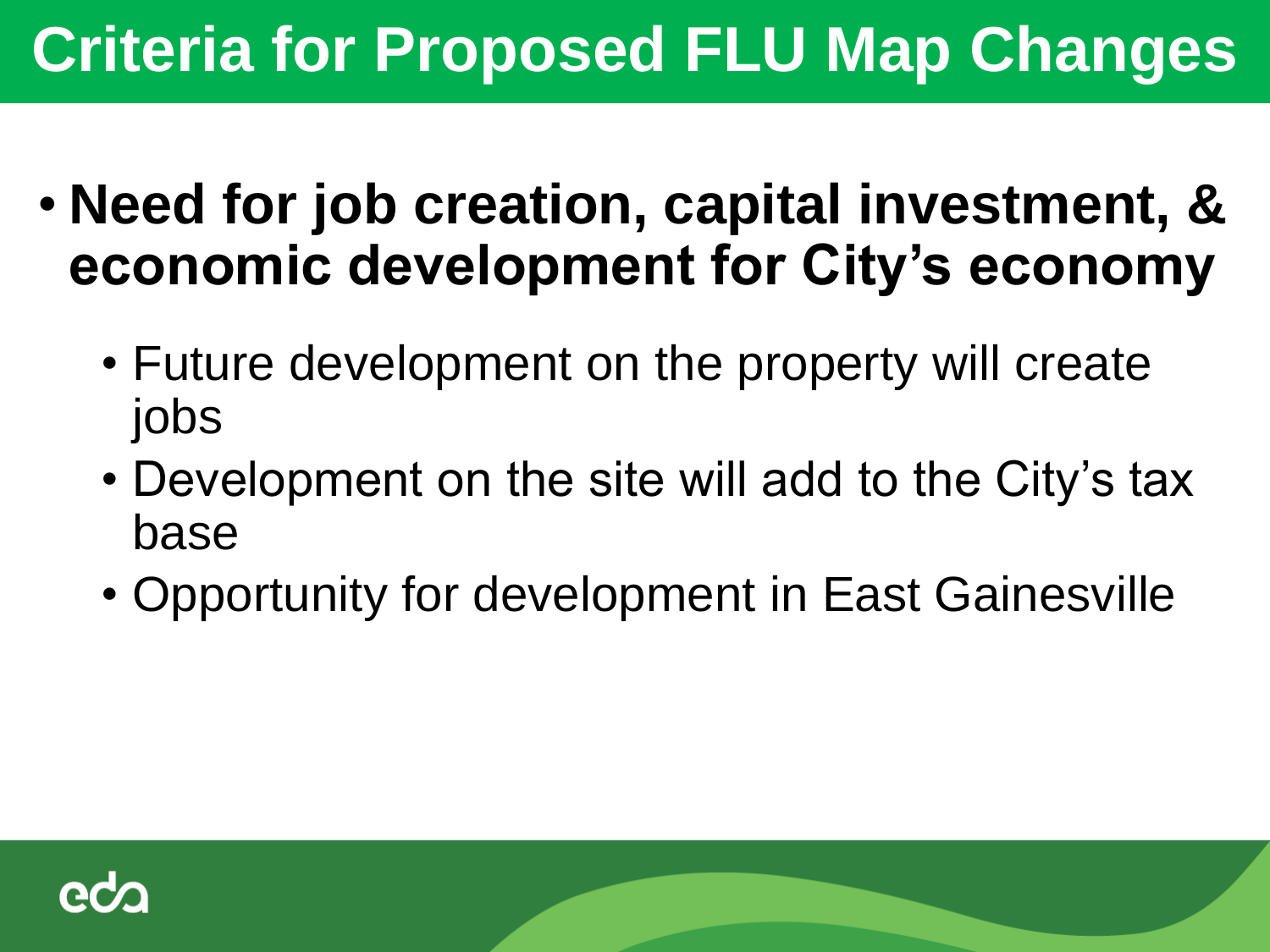# Criteria for Proposed FLU Map Changes

- **Need for job creation, capital investment, & economic development for City's economy**
  - Future development on the property will create jobs
  - Development on the site will add to the City's tax base
  - Opportunity for development in East Gainesville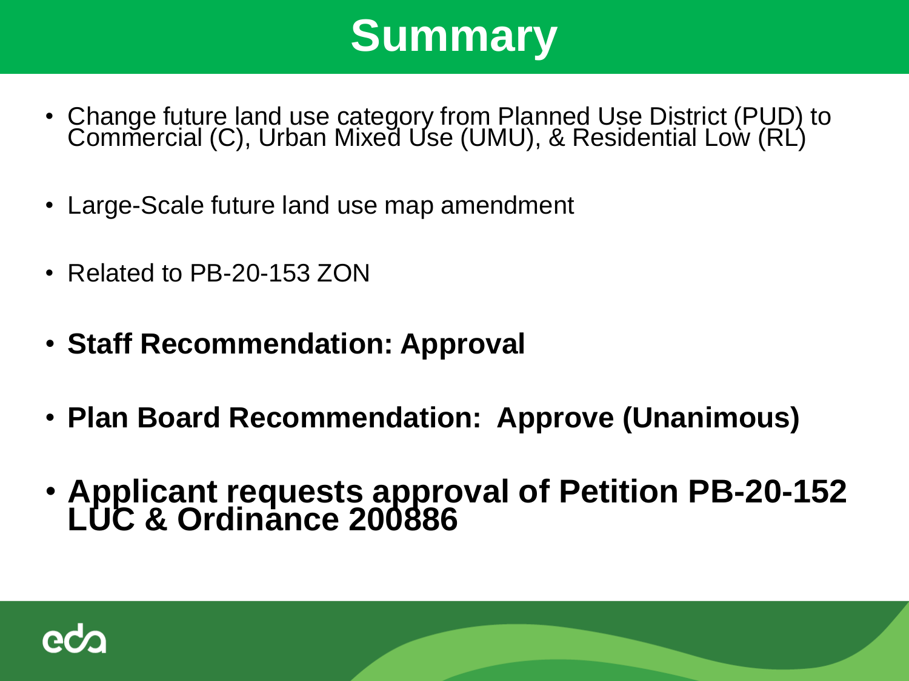# Summary

- Change future land use category from Planned Use District (PUD) to Commercial (C), Urban Mixed Use (UMU), & Residential Low (RL)
- Large-Scale future land use map amendment
- Related to PB-20-153 ZON
- **Staff Recommendation: Approval**
- **Plan Board Recommendation: Approve (Unanimous)**
- **Applicant requests approval of Petition PB-20-152 LUC & Ordinance 200886**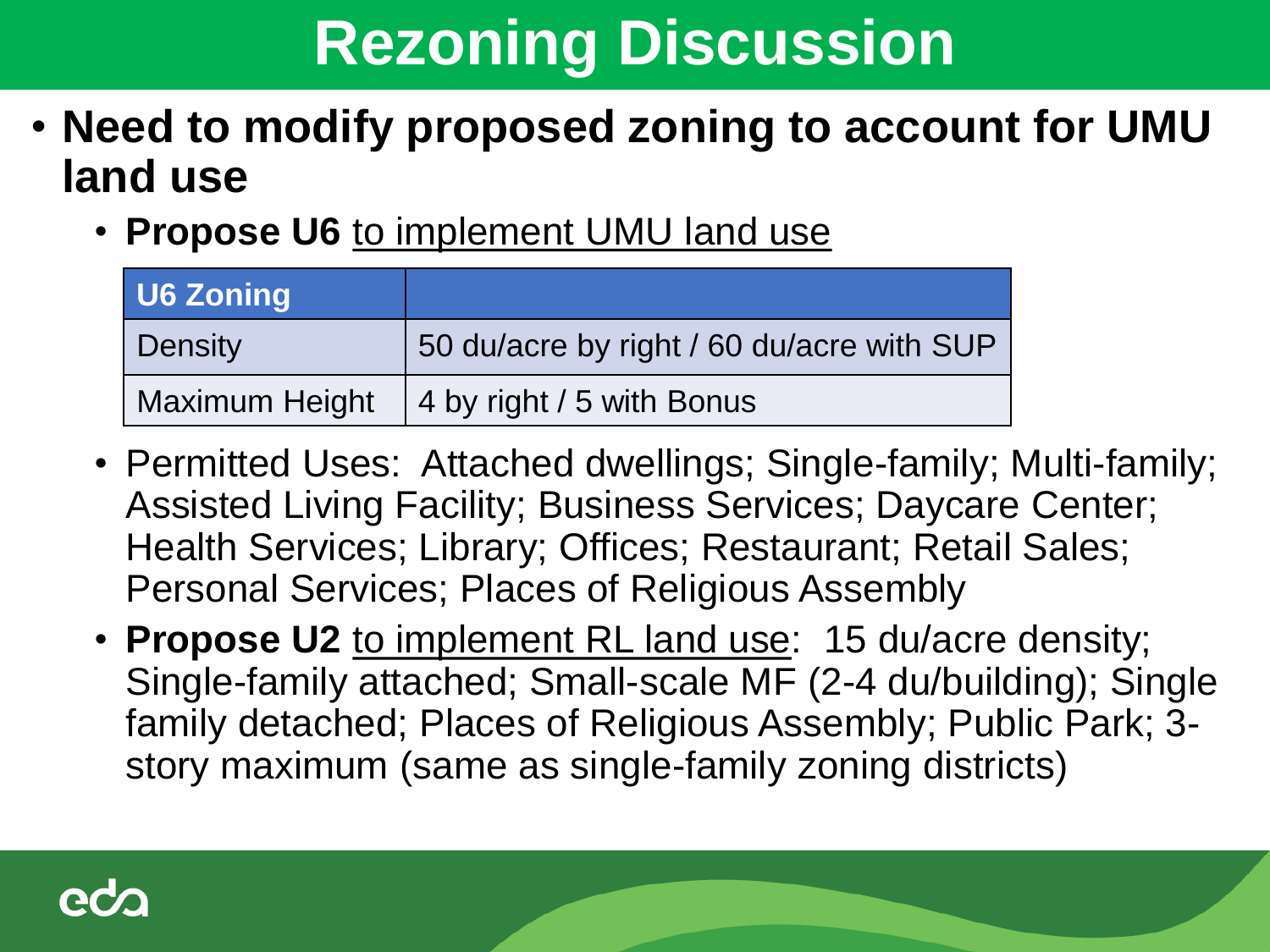# Rezoning Discussion

- **Need to modify proposed zoning to account for UMU land use**
  - **Propose U6** to implement UMU land use

| U6 Zoning | |
|---|---|
| Density | 50 du/acre by right / 60 du/acre with SUP |
| Maximum Height | 4 by right / 5 with Bonus |

  - Permitted Uses: Attached dwellings; Single-family; Multi-family; Assisted Living Facility; Business Services; Daycare Center; Health Services; Library; Offices; Restaurant; Retail Sales; Personal Services; Places of Religious Assembly
  - **Propose U2** to implement RL land use: 15 du/acre density; Single-family attached; Small-scale MF (2-4 du/building); Single family detached; Places of Religious Assembly; Public Park; 3-story maximum (same as single-family zoning districts)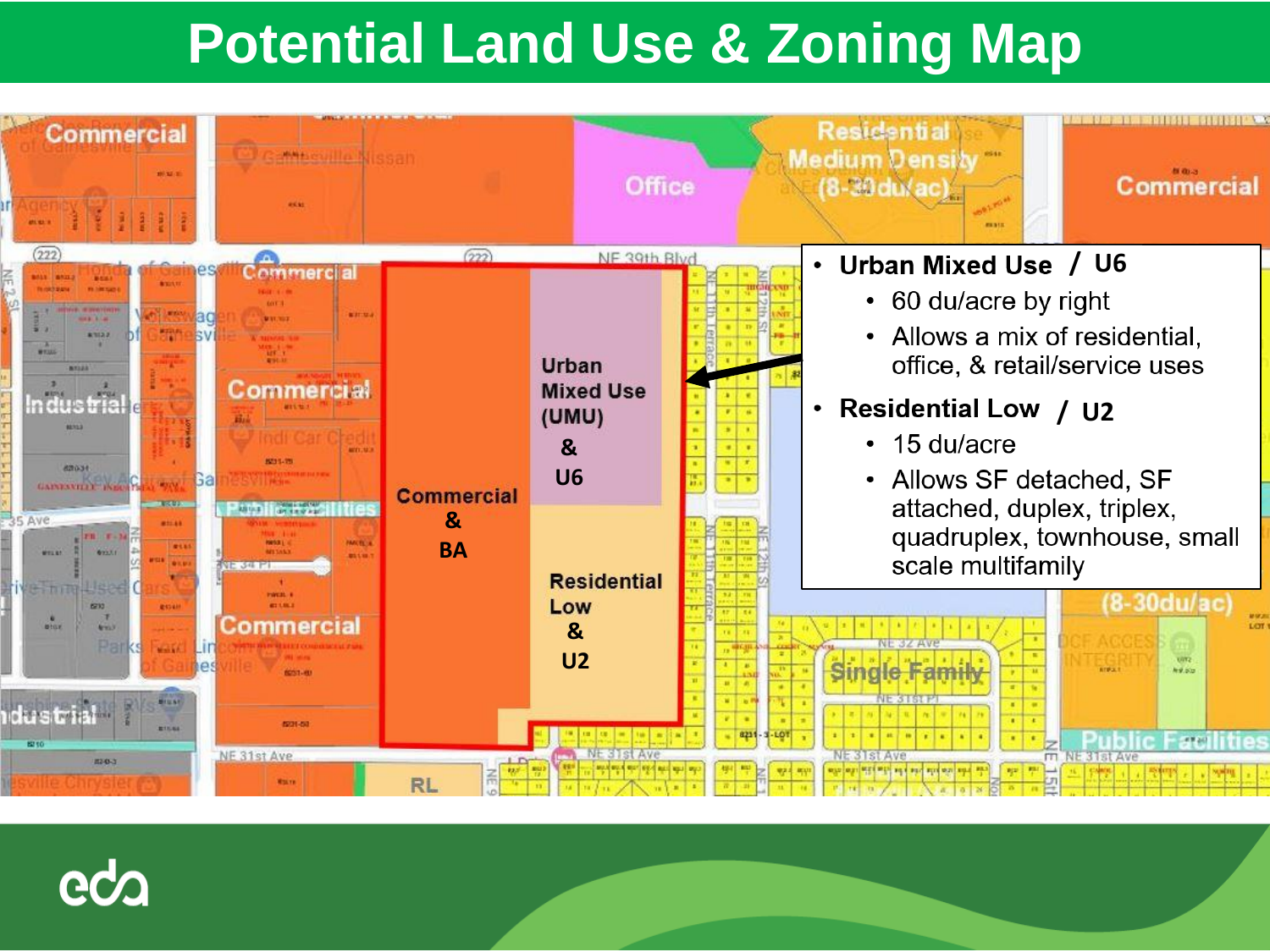# Potential Land Use & Zoning Map

Commercial & BA

Urban Mixed Use (UMU) & U6

Residential Low & U2

- **Urban Mixed Use / U6**
  - 60 du/acre by right
  - Allows a mix of residential, office, & retail/service uses
- **Residential Low / U2**
  - 15 du/acre
  - Allows SF detached, SF attached, duplex, triplex, quadruplex, townhouse, small scale multifamily